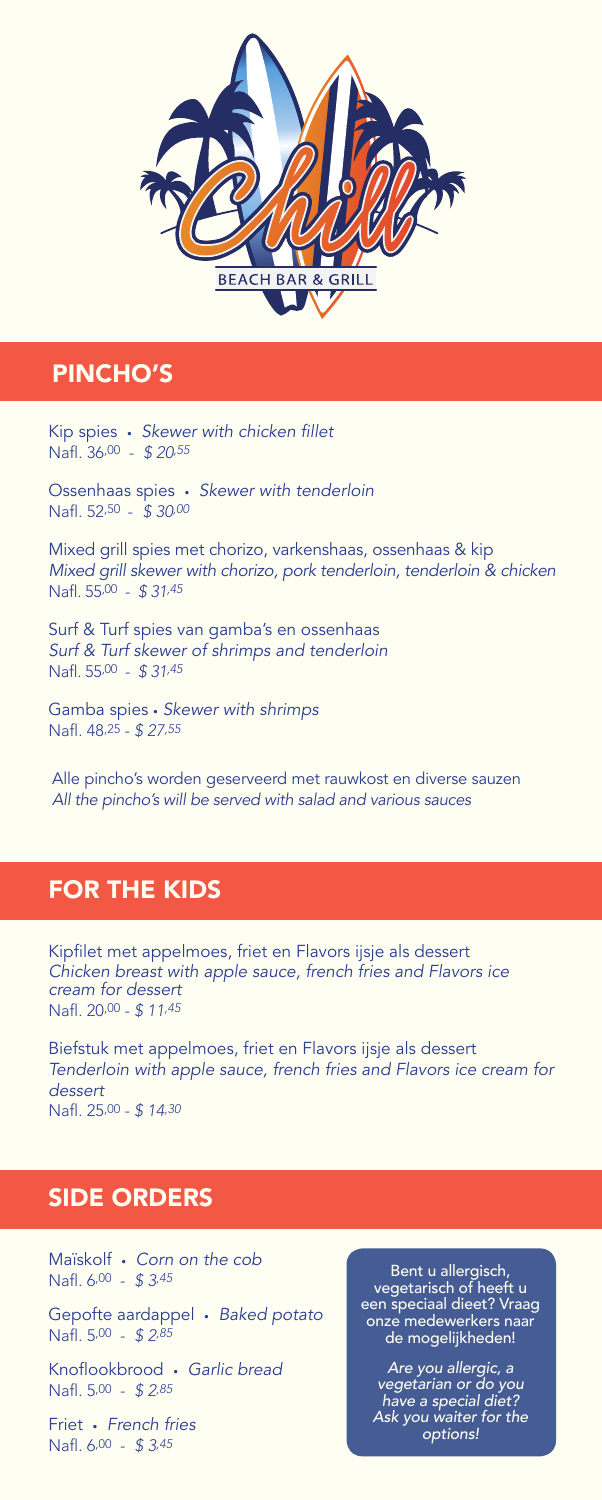# PINCHO'S

Kip spies • *Skewer with chicken fillet*
Nafl. 36,00 - *$ 20,55*

Ossenhaas spies • *Skewer with tenderloin*
Nafl. 52,50 - *$ 30,00*

Mixed grill spies met chorizo, varkenshaas, ossenhaas & kip
*Mixed grill skewer with chorizo, pork tenderloin, tenderloin & chicken*
Nafl. 55,00 - *$ 31,45*

Surf & Turf spies van gamba's en ossenhaas
*Surf & Turf skewer of shrimps and tenderloin*
Nafl. 55,00 - *$ 31,45*

Gamba spies • *Skewer with shrimps*
Nafl. 48,25 - *$ 27,55*

Alle pincho's worden geserveerd met rauwkost en diverse sauzen
*All the pincho's will be served with salad and various sauces*

# FOR THE KIDS

Kipfilet met appelmoes, friet en Flavors ijsje als dessert
*Chicken breast with apple sauce, french fries and Flavors ice cream for dessert*
Nafl. 20,00 - *$ 11,45*

Biefstuk met appelmoes, friet en Flavors ijsje als dessert
*Tenderloin with apple sauce, french fries and Flavors ice cream for dessert*
Nafl. 25,00 - *$ 14,30*

# SIDE ORDERS

Maïskolf • *Corn on the cob*
Nafl. 6,00 - *$ 3,45*

Gepofte aardappel • *Baked potato*
Nafl. 5,00 - *$ 2,85*

Knoflookbrood • *Garlic bread*
Nafl. 5,00 - *$ 2,85*

Friet • *French fries*
Nafl. 6,00 - *$ 3,45*

Bent u allergisch, vegetarisch of heeft u een speciaal dieet? Vraag onze medewerkers naar de mogelijkheden!

*Are you allergic, a vegetarian or do you have a special diet? Ask you waiter for the options!*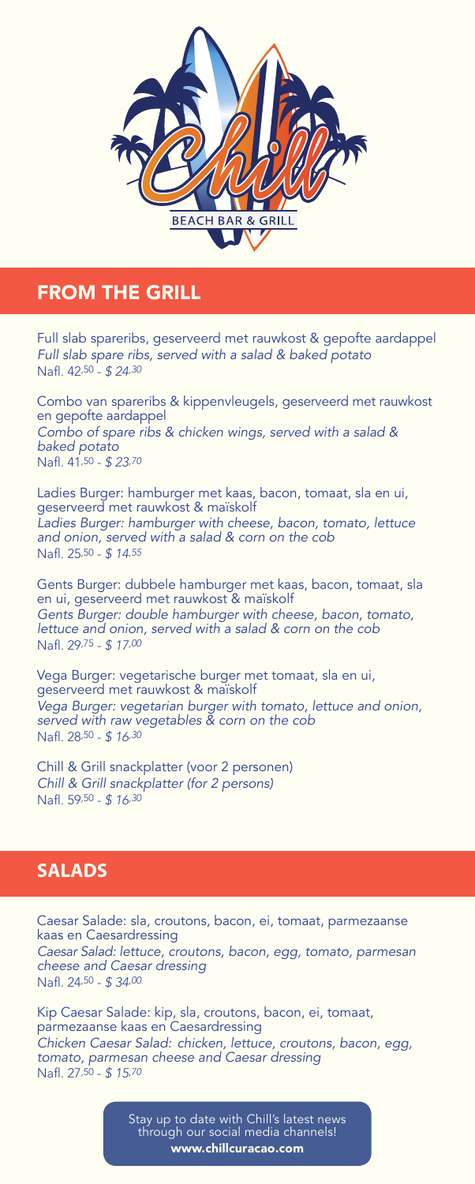## FROM THE GRILL

Full slab spareribs, geserveerd met rauwkost & gepofte aardappel
*Full slab spare ribs, served with a salad & baked potato*
Nafl. 42,50 - *$ 24,30*

Combo van spareribs & kippenvleugels, geserveerd met rauwkost en gepofte aardappel
*Combo of spare ribs & chicken wings, served with a salad & baked potato*
Nafl. 41,50 - *$ 23,70*

Ladies Burger: hamburger met kaas, bacon, tomaat, sla en ui, geserveerd met rauwkost & maïskolf
*Ladies Burger: hamburger with cheese, bacon, tomato, lettuce and onion, served with a salad & corn on the cob*
Nafl. 25,50 - *$ 14,55*

Gents Burger: dubbele hamburger met kaas, bacon, tomaat, sla en ui, geserveerd met rauwkost & maïskolf
*Gents Burger: double hamburger with cheese, bacon, tomato, lettuce and onion, served with a salad & corn on the cob*
Nafl. 29,75 - *$ 17,00*

Vega Burger: vegetarische burger met tomaat, sla en ui, geserveerd met rauwkost & maïskolf
*Vega Burger: vegetarian burger with tomato, lettuce and onion, served with raw vegetables & corn on the cob*
Nafl. 28,50 - *$ 16,30*

Chill & Grill snackplatter (voor 2 personen)
*Chill & Grill snackplatter (for 2 persons)*
Nafl. 59,50 - *$ 16,30*

## SALADS

Caesar Salade: sla, croutons, bacon, ei, tomaat, parmezaanse kaas en Caesardressing
*Caesar Salad: lettuce, croutons, bacon, egg, tomato, parmesan cheese and Caesar dressing*
Nafl. 24,50 - *$ 34,00*

Kip Caesar Salade: kip, sla, croutons, bacon, ei, tomaat, parmezaanse kaas en Caesardressing
*Chicken Caesar Salad: chicken, lettuce, croutons, bacon, egg, tomato, parmesan cheese and Caesar dressing*
Nafl. 27,50 - *$ 15,70*

Stay up to date with Chill's latest news through our social media channels!
**www.chillcuracao.com**